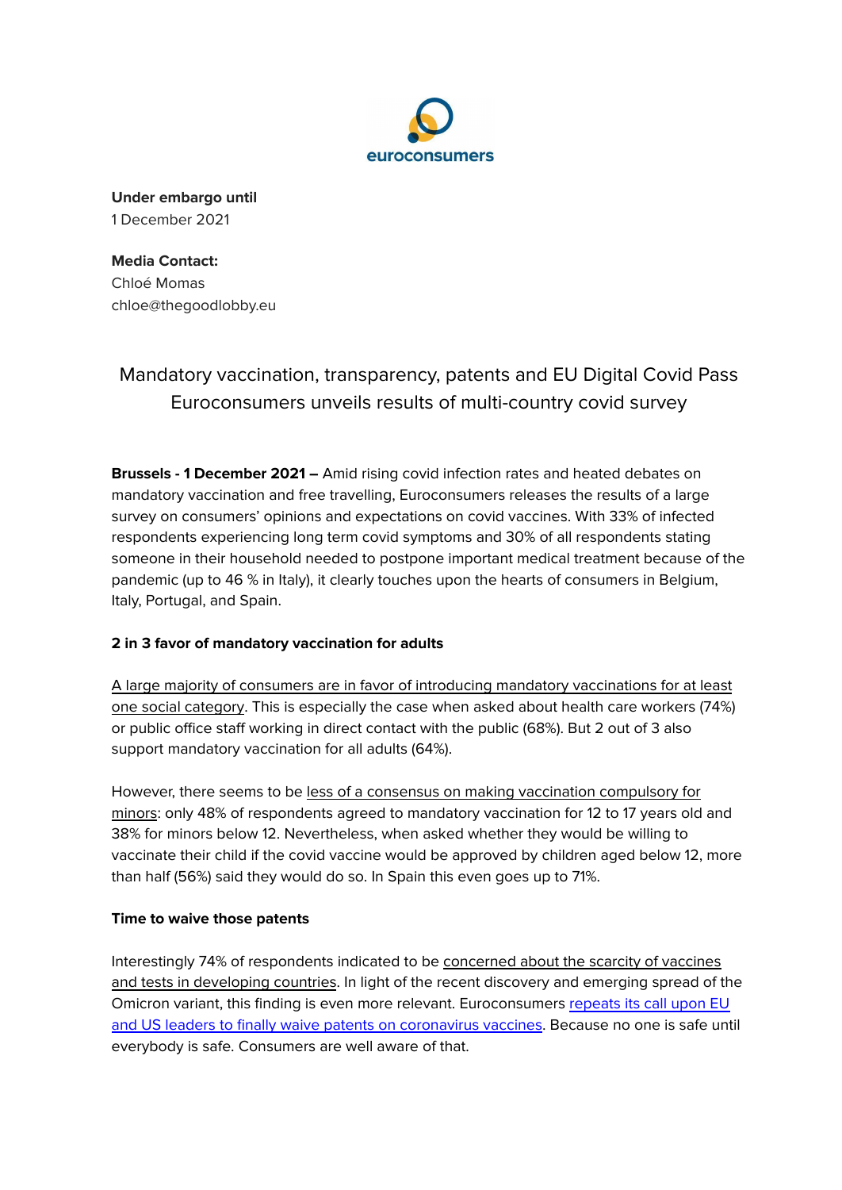euroconsumers

**Under embargo until**
1 December 2021

**Media Contact:**
Chloé Momas
chloe@thegoodlobby.eu

# Mandatory vaccination, transparency, patents and EU Digital Covid Pass Euroconsumers unveils results of multi-country covid survey

**Brussels - 1 December 2021 –** Amid rising covid infection rates and heated debates on mandatory vaccination and free travelling, Euroconsumers releases the results of a large survey on consumers' opinions and expectations on covid vaccines. With 33% of infected respondents experiencing long term covid symptoms and 30% of all respondents stating someone in their household needed to postpone important medical treatment because of the pandemic (up to 46 % in Italy), it clearly touches upon the hearts of consumers in Belgium, Italy, Portugal, and Spain.

**2 in 3 favor of mandatory vaccination for adults**

A large majority of consumers are in favor of introducing mandatory vaccinations for at least one social category. This is especially the case when asked about health care workers (74%) or public office staff working in direct contact with the public (68%). But 2 out of 3 also support mandatory vaccination for all adults (64%).

However, there seems to be less of a consensus on making vaccination compulsory for minors: only 48% of respondents agreed to mandatory vaccination for 12 to 17 years old and 38% for minors below 12. Nevertheless, when asked whether they would be willing to vaccinate their child if the covid vaccine would be approved by children aged below 12, more than half (56%) said they would do so. In Spain this even goes up to 71%.

**Time to waive those patents**

Interestingly 74% of respondents indicated to be concerned about the scarcity of vaccines and tests in developing countries. In light of the recent discovery and emerging spread of the Omicron variant, this finding is even more relevant. Euroconsumers repeats its call upon EU and US leaders to finally waive patents on coronavirus vaccines. Because no one is safe until everybody is safe. Consumers are well aware of that.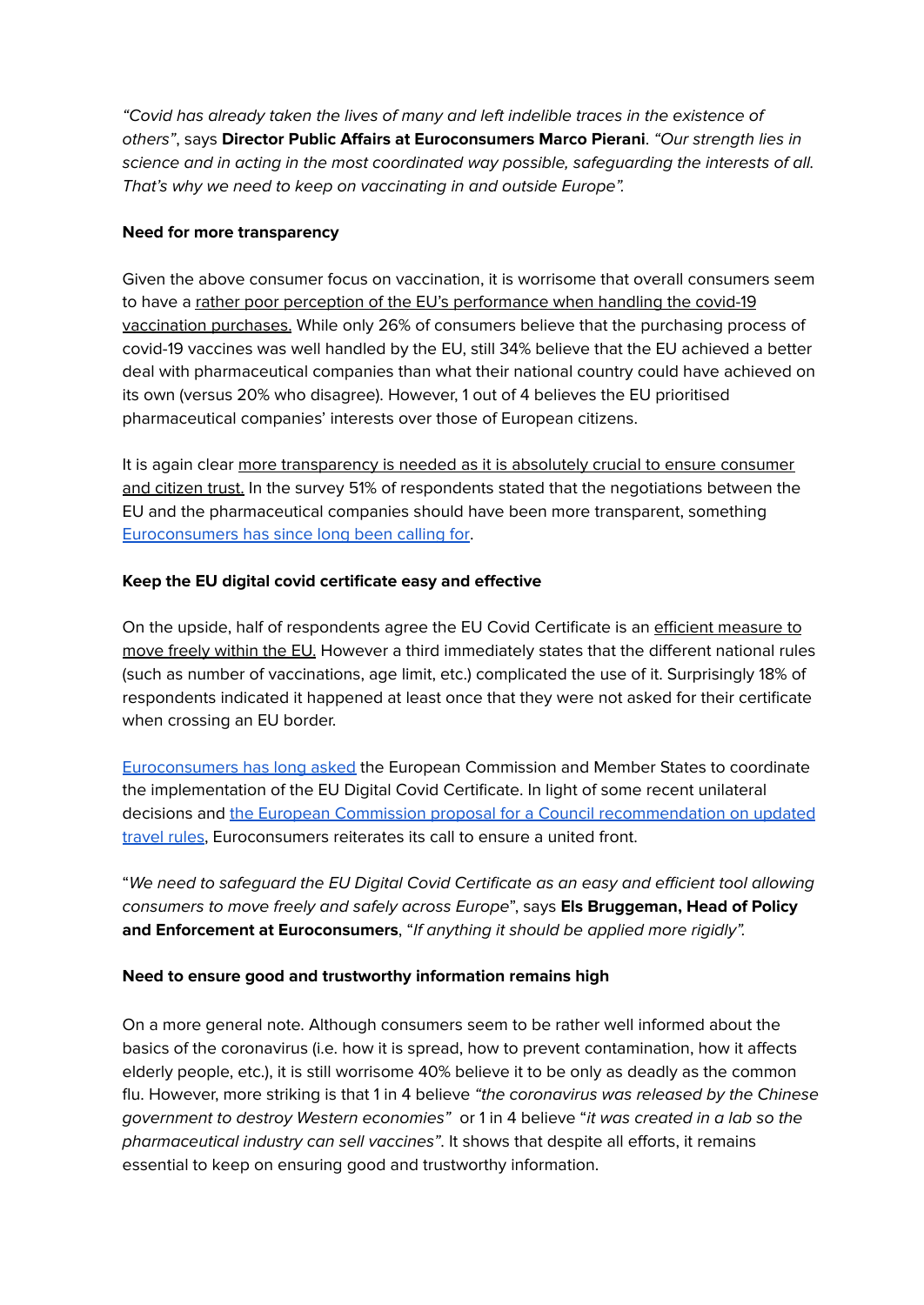*"Covid has already taken the lives of many and left indelible traces in the existence of others"*, says **Director Public Affairs at Euroconsumers Marco Pierani**. *"Our strength lies in science and in acting in the most coordinated way possible, safeguarding the interests of all. That's why we need to keep on vaccinating in and outside Europe".*

**Need for more transparency**

Given the above consumer focus on vaccination, it is worrisome that overall consumers seem to have a rather poor perception of the EU's performance when handling the covid-19 vaccination purchases. While only 26% of consumers believe that the purchasing process of covid-19 vaccines was well handled by the EU, still 34% believe that the EU achieved a better deal with pharmaceutical companies than what their national country could have achieved on its own (versus 20% who disagree). However, 1 out of 4 believes the EU prioritised pharmaceutical companies' interests over those of European citizens.

It is again clear more transparency is needed as it is absolutely crucial to ensure consumer and citizen trust. In the survey 51% of respondents stated that the negotiations between the EU and the pharmaceutical companies should have been more transparent, something Euroconsumers has since long been calling for.

**Keep the EU digital covid certificate easy and effective**

On the upside, half of respondents agree the EU Covid Certificate is an efficient measure to move freely within the EU. However a third immediately states that the different national rules (such as number of vaccinations, age limit, etc.) complicated the use of it. Surprisingly 18% of respondents indicated it happened at least once that they were not asked for their certificate when crossing an EU border.

Euroconsumers has long asked the European Commission and Member States to coordinate the implementation of the EU Digital Covid Certificate. In light of some recent unilateral decisions and the European Commission proposal for a Council recommendation on updated travel rules, Euroconsumers reiterates its call to ensure a united front.

"*We need to safeguard the EU Digital Covid Certificate as an easy and efficient tool allowing consumers to move freely and safely across Europe*", says **Els Bruggeman, Head of Policy and Enforcement at Euroconsumers**, "*If anything it should be applied more rigidly".*

**Need to ensure good and trustworthy information remains high**

On a more general note. Although consumers seem to be rather well informed about the basics of the coronavirus (i.e. how it is spread, how to prevent contamination, how it affects elderly people, etc.), it is still worrisome 40% believe it to be only as deadly as the common flu. However, more striking is that 1 in 4 believe *"the coronavirus was released by the Chinese government to destroy Western economies"* or 1 in 4 believe "*it was created in a lab so the pharmaceutical industry can sell vaccines"*. It shows that despite all efforts, it remains essential to keep on ensuring good and trustworthy information.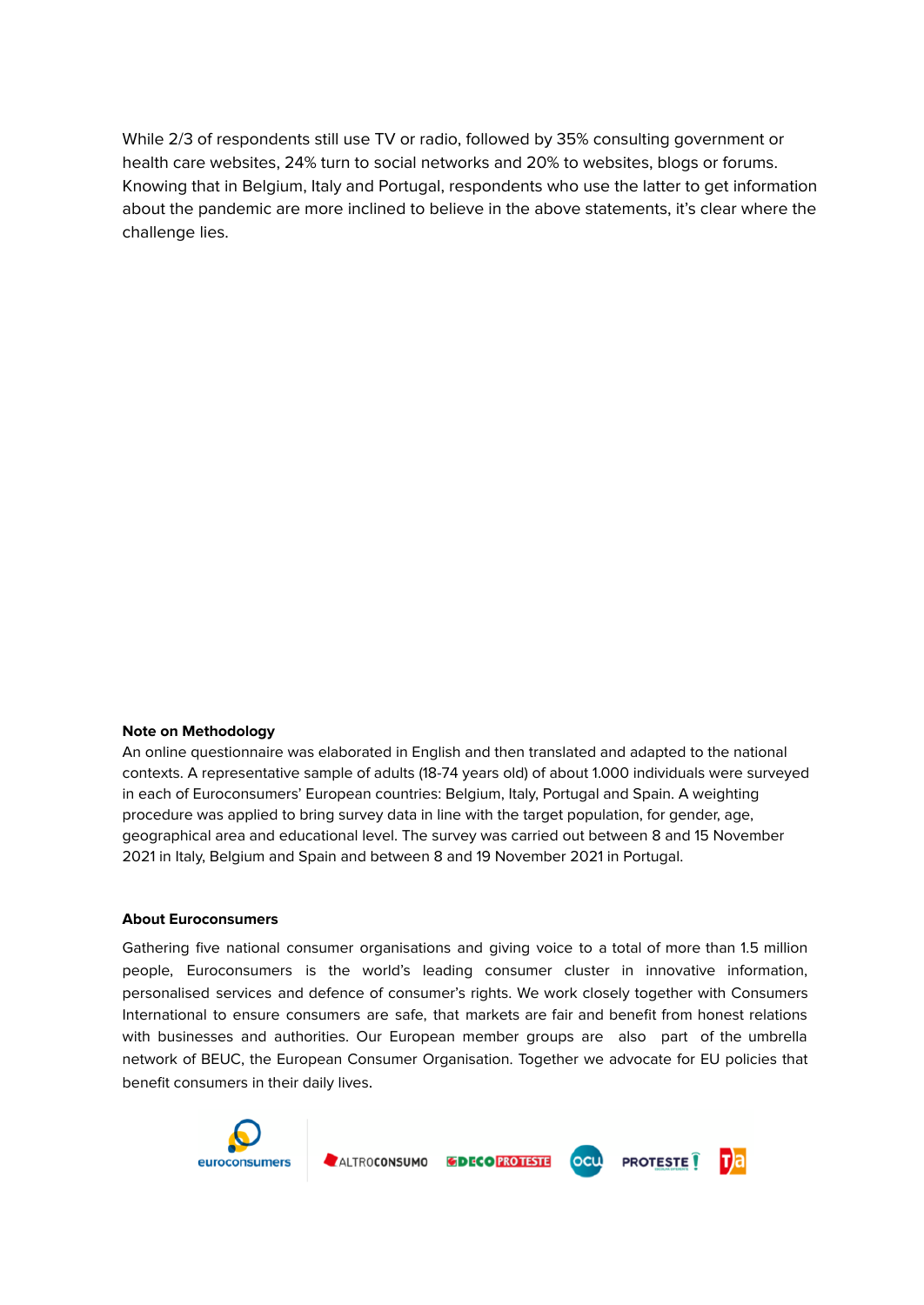While 2/3 of respondents still use TV or radio, followed by 35% consulting government or health care websites, 24% turn to social networks and 20% to websites, blogs or forums. Knowing that in Belgium, Italy and Portugal, respondents who use the latter to get information about the pandemic are more inclined to believe in the above statements, it's clear where the challenge lies.

**Note on Methodology**

An online questionnaire was elaborated in English and then translated and adapted to the national contexts. A representative sample of adults (18-74 years old) of about 1.000 individuals were surveyed in each of Euroconsumers' European countries: Belgium, Italy, Portugal and Spain. A weighting procedure was applied to bring survey data in line with the target population, for gender, age, geographical area and educational level. The survey was carried out between 8 and 15 November 2021 in Italy, Belgium and Spain and between 8 and 19 November 2021 in Portugal.

**About Euroconsumers**

Gathering five national consumer organisations and giving voice to a total of more than 1.5 million people, Euroconsumers is the world's leading consumer cluster in innovative information, personalised services and defence of consumer's rights. We work closely together with Consumers International to ensure consumers are safe, that markets are fair and benefit from honest relations with businesses and authorities. Our European member groups are also part of the umbrella network of BEUC, the European Consumer Organisation. Together we advocate for EU policies that benefit consumers in their daily lives.

euroconsumers ALTROCONSUMO DECO PROTESTE OCU PROTESTE Ta